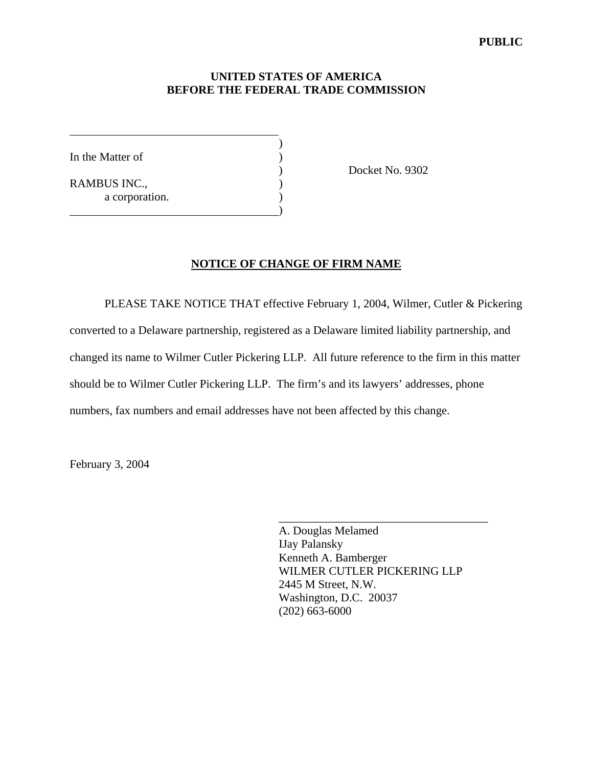**PUBLIC**

**UNITED STATES OF AMERICA**
**BEFORE THE FEDERAL TRADE COMMISSION**

| | | |
|---|---|---|
| In the Matter of | ) | |
| | ) | Docket No. 9302 |
| RAMBUS INC., | ) | |
| a corporation. | ) | |

**NOTICE OF CHANGE OF FIRM NAME**

PLEASE TAKE NOTICE THAT effective February 1, 2004, Wilmer, Cutler & Pickering converted to a Delaware partnership, registered as a Delaware limited liability partnership, and changed its name to Wilmer Cutler Pickering LLP. All future reference to the firm in this matter should be to Wilmer Cutler Pickering LLP. The firm's and its lawyers' addresses, phone numbers, fax numbers and email addresses have not been affected by this change.

February 3, 2004

\_\_\_\_\_\_\_\_\_\_\_\_\_\_\_\_\_\_\_\_\_\_\_\_\_\_\_\_\_\_\_\_\_\_\_\_

A. Douglas Melamed
IJay Palansky
Kenneth A. Bamberger
WILMER CUTLER PICKERING LLP
2445 M Street, N.W.
Washington, D.C. 20037
(202) 663-6000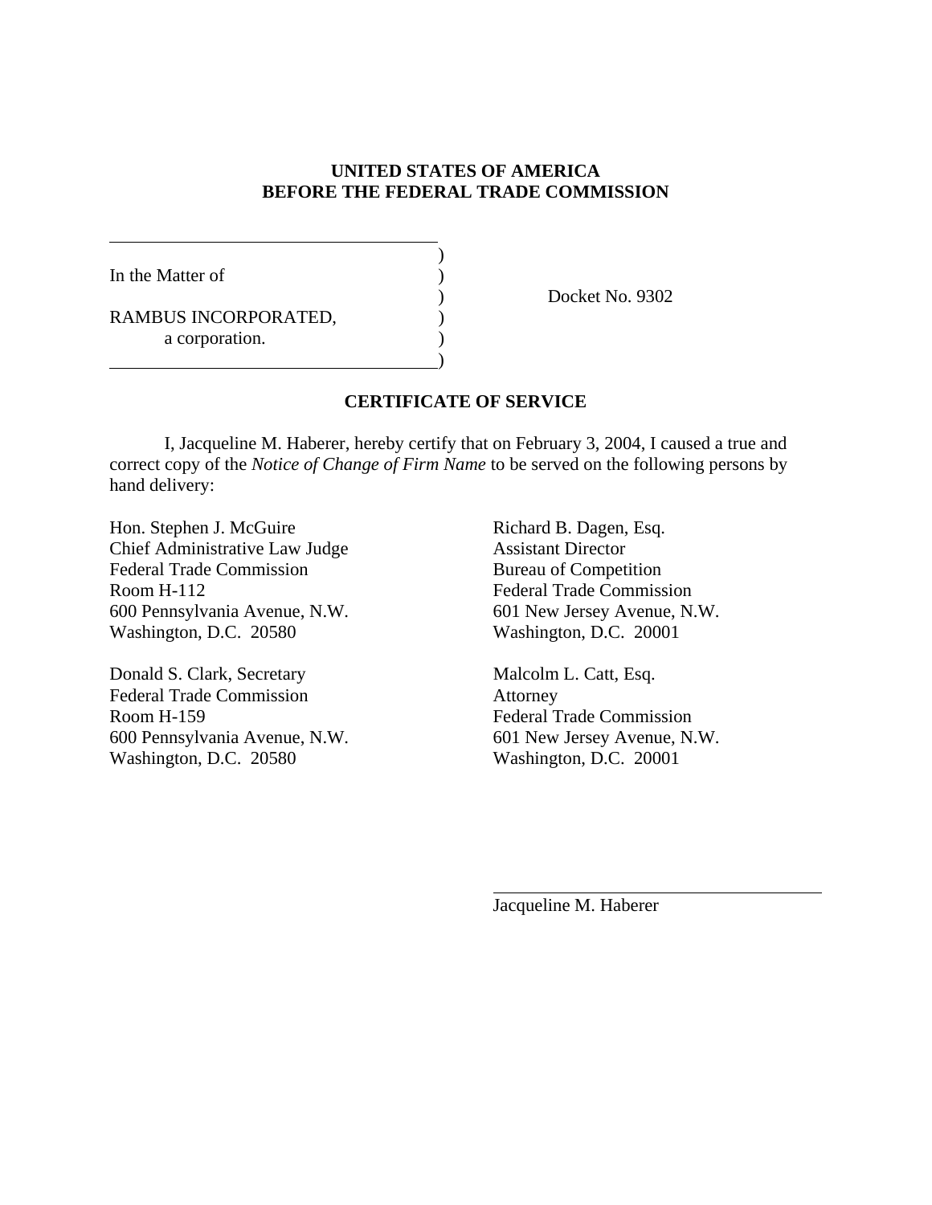**UNITED STATES OF AMERICA**
**BEFORE THE FEDERAL TRADE COMMISSION**

| | |
|---|---|
| In the Matter of<br><br>RAMBUS INCORPORATED,<br>a corporation. | Docket No. 9302 |

**CERTIFICATE OF SERVICE**

I, Jacqueline M. Haberer, hereby certify that on February 3, 2004, I caused a true and correct copy of the *Notice of Change of Firm Name* to be served on the following persons by hand delivery:

Hon. Stephen J. McGuire
Chief Administrative Law Judge
Federal Trade Commission
Room H-112
600 Pennsylvania Avenue, N.W.
Washington, D.C. 20580

Donald S. Clark, Secretary
Federal Trade Commission
Room H-159
600 Pennsylvania Avenue, N.W.
Washington, D.C. 20580

Richard B. Dagen, Esq.
Assistant Director
Bureau of Competition
Federal Trade Commission
601 New Jersey Avenue, N.W.
Washington, D.C. 20001

Malcolm L. Catt, Esq.
Attorney
Federal Trade Commission
601 New Jersey Avenue, N.W.
Washington, D.C. 20001

Jacqueline M. Haberer